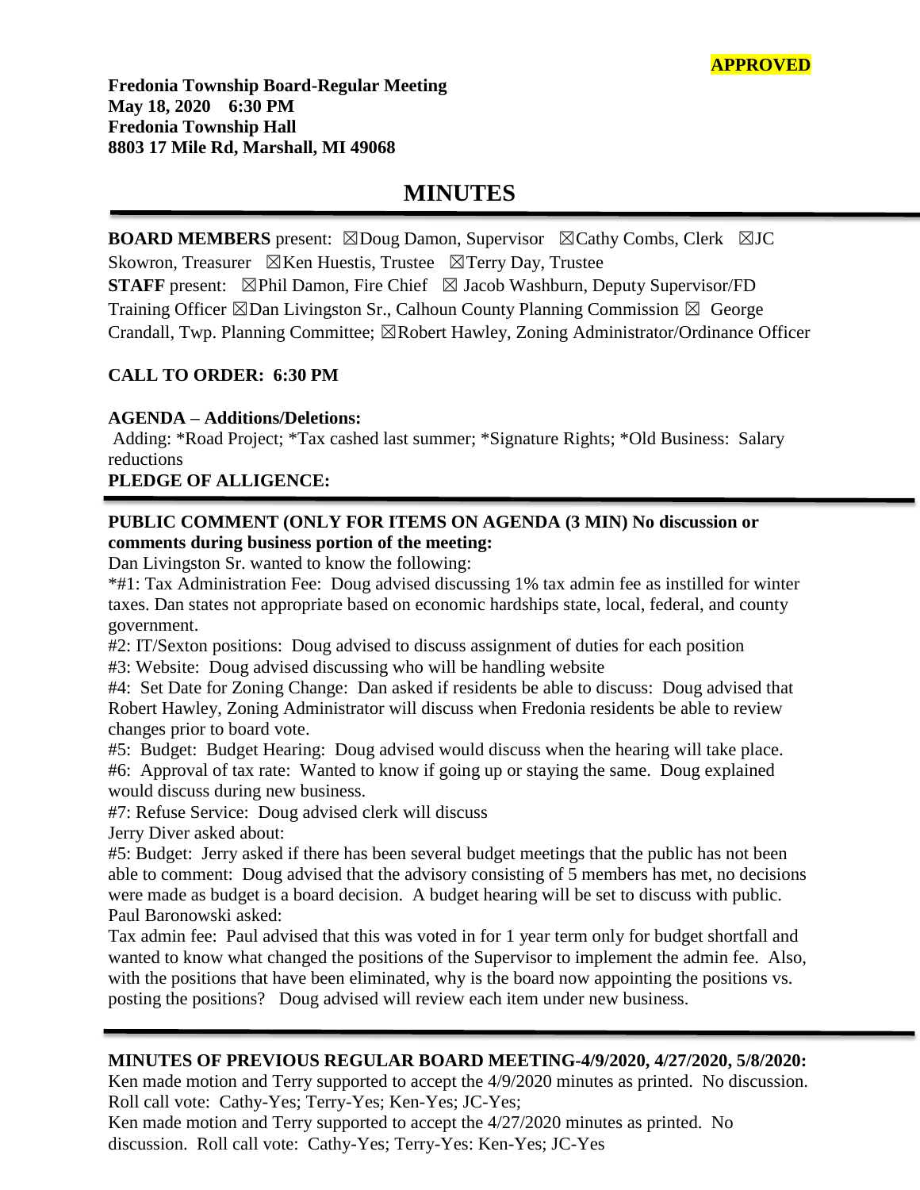**APPROVED**

**Fredonia Township Board-Regular Meeting**
**May 18, 2020 6:30 PM**
**Fredonia Township Hall**
**8803 17 Mile Rd, Marshall, MI 49068**

# MINUTES

**BOARD MEMBERS** present: ☒Doug Damon, Supervisor ☒Cathy Combs, Clerk ☒JC Skowron, Treasurer ☒Ken Huestis, Trustee ☒Terry Day, Trustee
**STAFF** present: ☒Phil Damon, Fire Chief ☒ Jacob Washburn, Deputy Supervisor/FD Training Officer ☒Dan Livingston Sr., Calhoun County Planning Commission ☒ George Crandall, Twp. Planning Committee; ☒Robert Hawley, Zoning Administrator/Ordinance Officer

**CALL TO ORDER: 6:30 PM**

**AGENDA – Additions/Deletions:**
Adding: *Road Project; *Tax cashed last summer; *Signature Rights; *Old Business: Salary reductions
**PLEDGE OF ALLIGENCE:**

**PUBLIC COMMENT (ONLY FOR ITEMS ON AGENDA (3 MIN) No discussion or comments during business portion of the meeting:**
Dan Livingston Sr. wanted to know the following:
*#1: Tax Administration Fee: Doug advised discussing 1% tax admin fee as instilled for winter taxes. Dan states not appropriate based on economic hardships state, local, federal, and county government.
#2: IT/Sexton positions: Doug advised to discuss assignment of duties for each position
#3: Website: Doug advised discussing who will be handling website
#4: Set Date for Zoning Change: Dan asked if residents be able to discuss: Doug advised that Robert Hawley, Zoning Administrator will discuss when Fredonia residents be able to review changes prior to board vote.
#5: Budget: Budget Hearing: Doug advised would discuss when the hearing will take place.
#6: Approval of tax rate: Wanted to know if going up or staying the same. Doug explained would discuss during new business.
#7: Refuse Service: Doug advised clerk will discuss
Jerry Diver asked about:
#5: Budget: Jerry asked if there has been several budget meetings that the public has not been able to comment: Doug advised that the advisory consisting of 5 members has met, no decisions were made as budget is a board decision. A budget hearing will be set to discuss with public.
Paul Baronowski asked:
Tax admin fee: Paul advised that this was voted in for 1 year term only for budget shortfall and wanted to know what changed the positions of the Supervisor to implement the admin fee. Also, with the positions that have been eliminated, why is the board now appointing the positions vs. posting the positions? Doug advised will review each item under new business.

**MINUTES OF PREVIOUS REGULAR BOARD MEETING-4/9/2020, 4/27/2020, 5/8/2020:**
Ken made motion and Terry supported to accept the 4/9/2020 minutes as printed. No discussion. Roll call vote: Cathy-Yes; Terry-Yes; Ken-Yes; JC-Yes;
Ken made motion and Terry supported to accept the 4/27/2020 minutes as printed. No discussion. Roll call vote: Cathy-Yes; Terry-Yes: Ken-Yes; JC-Yes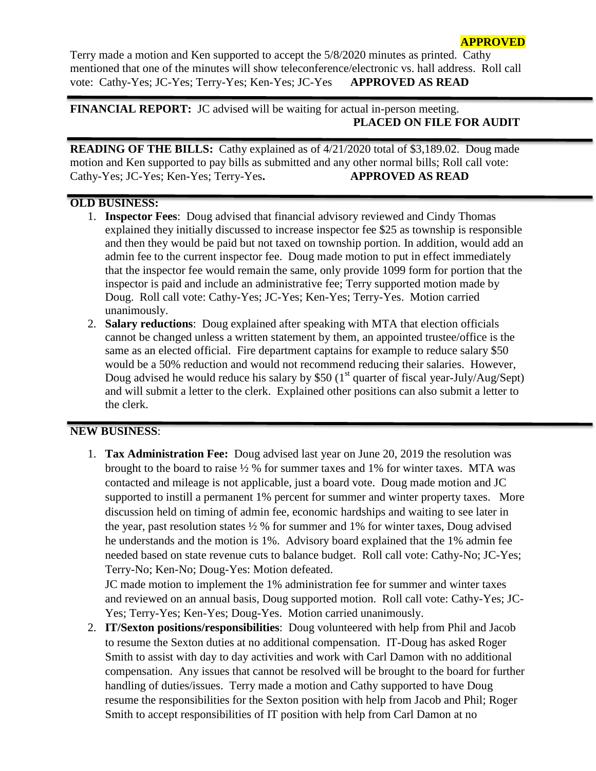**APPROVED**

Terry made a motion and Ken supported to accept the 5/8/2020 minutes as printed. Cathy mentioned that one of the minutes will show teleconference/electronic vs. hall address. Roll call vote: Cathy-Yes; JC-Yes; Terry-Yes; Ken-Yes; JC-Yes **APPROVED AS READ**

---

**FINANCIAL REPORT:** JC advised will be waiting for actual in-person meeting. **PLACED ON FILE FOR AUDIT**

---

**READING OF THE BILLS:** Cathy explained as of 4/21/2020 total of $3,189.02. Doug made motion and Ken supported to pay bills as submitted and any other normal bills; Roll call vote: Cathy-Yes; JC-Yes; Ken-Yes; Terry-Yes**.** **APPROVED AS READ**

---

**OLD BUSINESS:**

1. **Inspector Fees**: Doug advised that financial advisory reviewed and Cindy Thomas explained they initially discussed to increase inspector fee $25 as township is responsible and then they would be paid but not taxed on township portion. In addition, would add an admin fee to the current inspector fee. Doug made motion to put in effect immediately that the inspector fee would remain the same, only provide 1099 form for portion that the inspector is paid and include an administrative fee; Terry supported motion made by Doug. Roll call vote: Cathy-Yes; JC-Yes; Ken-Yes; Terry-Yes. Motion carried unanimously.
2. **Salary reductions**: Doug explained after speaking with MTA that election officials cannot be changed unless a written statement by them, an appointed trustee/office is the same as an elected official. Fire department captains for example to reduce salary $50 would be a 50% reduction and would not recommend reducing their salaries. However, Doug advised he would reduce his salary by $50 (1st quarter of fiscal year-July/Aug/Sept) and will submit a letter to the clerk. Explained other positions can also submit a letter to the clerk.

---

**NEW BUSINESS**:

1. **Tax Administration Fee:** Doug advised last year on June 20, 2019 the resolution was brought to the board to raise ½ % for summer taxes and 1% for winter taxes. MTA was contacted and mileage is not applicable, just a board vote. Doug made motion and JC supported to instill a permanent 1% percent for summer and winter property taxes. More discussion held on timing of admin fee, economic hardships and waiting to see later in the year, past resolution states ½ % for summer and 1% for winter taxes, Doug advised he understands and the motion is 1%. Advisory board explained that the 1% admin fee needed based on state revenue cuts to balance budget. Roll call vote: Cathy-No; JC-Yes; Terry-No; Ken-No; Doug-Yes: Motion defeated.
   JC made motion to implement the 1% administration fee for summer and winter taxes and reviewed on an annual basis, Doug supported motion. Roll call vote: Cathy-Yes; JC-Yes; Terry-Yes; Ken-Yes; Doug-Yes. Motion carried unanimously.
2. **IT/Sexton positions/responsibilities**: Doug volunteered with help from Phil and Jacob to resume the Sexton duties at no additional compensation. IT-Doug has asked Roger Smith to assist with day to day activities and work with Carl Damon with no additional compensation. Any issues that cannot be resolved will be brought to the board for further handling of duties/issues. Terry made a motion and Cathy supported to have Doug resume the responsibilities for the Sexton position with help from Jacob and Phil; Roger Smith to accept responsibilities of IT position with help from Carl Damon at no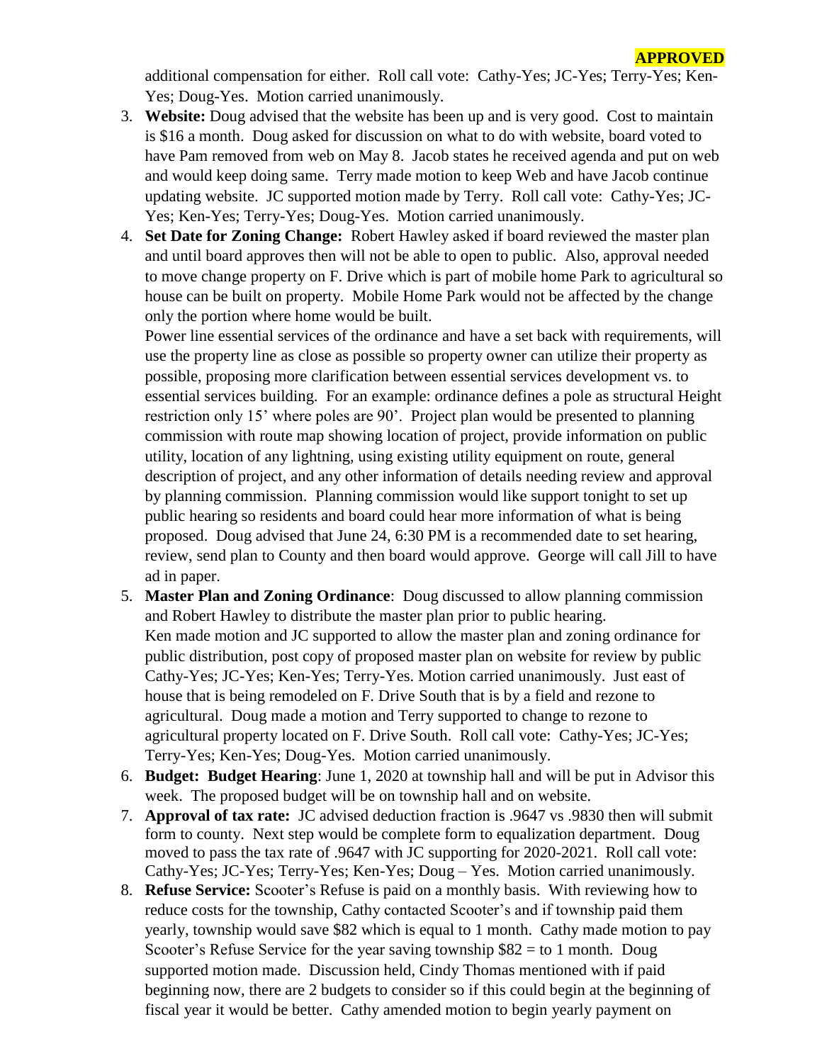**APPROVED**

additional compensation for either. Roll call vote: Cathy-Yes; JC-Yes; Terry-Yes; Ken-Yes; Doug-Yes. Motion carried unanimously.

3. **Website:** Doug advised that the website has been up and is very good. Cost to maintain is $16 a month. Doug asked for discussion on what to do with website, board voted to have Pam removed from web on May 8. Jacob states he received agenda and put on web and would keep doing same. Terry made motion to keep Web and have Jacob continue updating website. JC supported motion made by Terry. Roll call vote: Cathy-Yes; JC-Yes; Ken-Yes; Terry-Yes; Doug-Yes. Motion carried unanimously.
4. **Set Date for Zoning Change:** Robert Hawley asked if board reviewed the master plan and until board approves then will not be able to open to public. Also, approval needed to move change property on F. Drive which is part of mobile home Park to agricultural so house can be built on property. Mobile Home Park would not be affected by the change only the portion where home would be built.
   Power line essential services of the ordinance and have a set back with requirements, will use the property line as close as possible so property owner can utilize their property as possible, proposing more clarification between essential services development vs. to essential services building. For an example: ordinance defines a pole as structural Height restriction only 15' where poles are 90'. Project plan would be presented to planning commission with route map showing location of project, provide information on public utility, location of any lightning, using existing utility equipment on route, general description of project, and any other information of details needing review and approval by planning commission. Planning commission would like support tonight to set up public hearing so residents and board could hear more information of what is being proposed. Doug advised that June 24, 6:30 PM is a recommended date to set hearing, review, send plan to County and then board would approve. George will call Jill to have ad in paper.
5. **Master Plan and Zoning Ordinance**: Doug discussed to allow planning commission and Robert Hawley to distribute the master plan prior to public hearing.
   Ken made motion and JC supported to allow the master plan and zoning ordinance for public distribution, post copy of proposed master plan on website for review by public Cathy-Yes; JC-Yes; Ken-Yes; Terry-Yes. Motion carried unanimously. Just east of house that is being remodeled on F. Drive South that is by a field and rezone to agricultural. Doug made a motion and Terry supported to change to rezone to agricultural property located on F. Drive South. Roll call vote: Cathy-Yes; JC-Yes; Terry-Yes; Ken-Yes; Doug-Yes. Motion carried unanimously.
6. **Budget: Budget Hearing**: June 1, 2020 at township hall and will be put in Advisor this week. The proposed budget will be on township hall and on website.
7. **Approval of tax rate:** JC advised deduction fraction is .9647 vs .9830 then will submit form to county. Next step would be complete form to equalization department. Doug moved to pass the tax rate of .9647 with JC supporting for 2020-2021. Roll call vote: Cathy-Yes; JC-Yes; Terry-Yes; Ken-Yes; Doug – Yes. Motion carried unanimously.
8. **Refuse Service:** Scooter's Refuse is paid on a monthly basis. With reviewing how to reduce costs for the township, Cathy contacted Scooter's and if township paid them yearly, township would save $82 which is equal to 1 month. Cathy made motion to pay Scooter's Refuse Service for the year saving township $82 = to 1 month. Doug supported motion made. Discussion held, Cindy Thomas mentioned with if paid beginning now, there are 2 budgets to consider so if this could begin at the beginning of fiscal year it would be better. Cathy amended motion to begin yearly payment on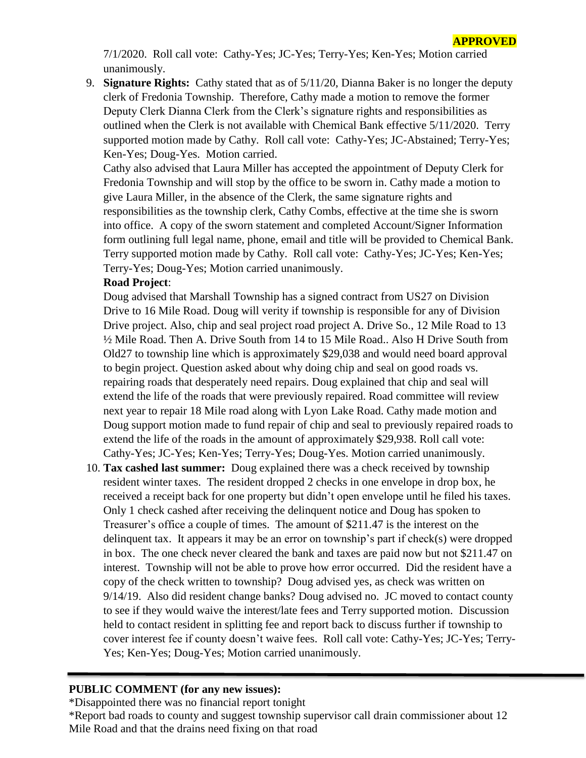**APPROVED**

7/1/2020. Roll call vote: Cathy-Yes; JC-Yes; Terry-Yes; Ken-Yes; Motion carried unanimously.

9. **Signature Rights:** Cathy stated that as of 5/11/20, Dianna Baker is no longer the deputy clerk of Fredonia Township. Therefore, Cathy made a motion to remove the former Deputy Clerk Dianna Clerk from the Clerk's signature rights and responsibilities as outlined when the Clerk is not available with Chemical Bank effective 5/11/2020. Terry supported motion made by Cathy. Roll call vote: Cathy-Yes; JC-Abstained; Terry-Yes; Ken-Yes; Doug-Yes. Motion carried.

   Cathy also advised that Laura Miller has accepted the appointment of Deputy Clerk for Fredonia Township and will stop by the office to be sworn in. Cathy made a motion to give Laura Miller, in the absence of the Clerk, the same signature rights and responsibilities as the township clerk, Cathy Combs, effective at the time she is sworn into office. A copy of the sworn statement and completed Account/Signer Information form outlining full legal name, phone, email and title will be provided to Chemical Bank. Terry supported motion made by Cathy. Roll call vote: Cathy-Yes; JC-Yes; Ken-Yes; Terry-Yes; Doug-Yes; Motion carried unanimously.

   **Road Project**:

   Doug advised that Marshall Township has a signed contract from US27 on Division Drive to 16 Mile Road. Doug will verity if township is responsible for any of Division Drive project. Also, chip and seal project road project A. Drive So., 12 Mile Road to 13 ½ Mile Road. Then A. Drive South from 14 to 15 Mile Road.. Also H Drive South from Old27 to township line which is approximately $29,038 and would need board approval to begin project. Question asked about why doing chip and seal on good roads vs. repairing roads that desperately need repairs. Doug explained that chip and seal will extend the life of the roads that were previously repaired. Road committee will review next year to repair 18 Mile road along with Lyon Lake Road. Cathy made motion and Doug support motion made to fund repair of chip and seal to previously repaired roads to extend the life of the roads in the amount of approximately $29,938. Roll call vote: Cathy-Yes; JC-Yes; Ken-Yes; Terry-Yes; Doug-Yes. Motion carried unanimously.

10. **Tax cashed last summer:** Doug explained there was a check received by township resident winter taxes. The resident dropped 2 checks in one envelope in drop box, he received a receipt back for one property but didn't open envelope until he filed his taxes. Only 1 check cashed after receiving the delinquent notice and Doug has spoken to Treasurer's office a couple of times. The amount of $211.47 is the interest on the delinquent tax. It appears it may be an error on township's part if check(s) were dropped in box. The one check never cleared the bank and taxes are paid now but not $211.47 on interest. Township will not be able to prove how error occurred. Did the resident have a copy of the check written to township? Doug advised yes, as check was written on 9/14/19. Also did resident change banks? Doug advised no. JC moved to contact county to see if they would waive the interest/late fees and Terry supported motion. Discussion held to contact resident in splitting fee and report back to discuss further if township to cover interest fee if county doesn't waive fees. Roll call vote: Cathy-Yes; JC-Yes; Terry-Yes; Ken-Yes; Doug-Yes; Motion carried unanimously.

---

**PUBLIC COMMENT (for any new issues):**

*Disappointed there was no financial report tonight

*Report bad roads to county and suggest township supervisor call drain commissioner about 12 Mile Road and that the drains need fixing on that road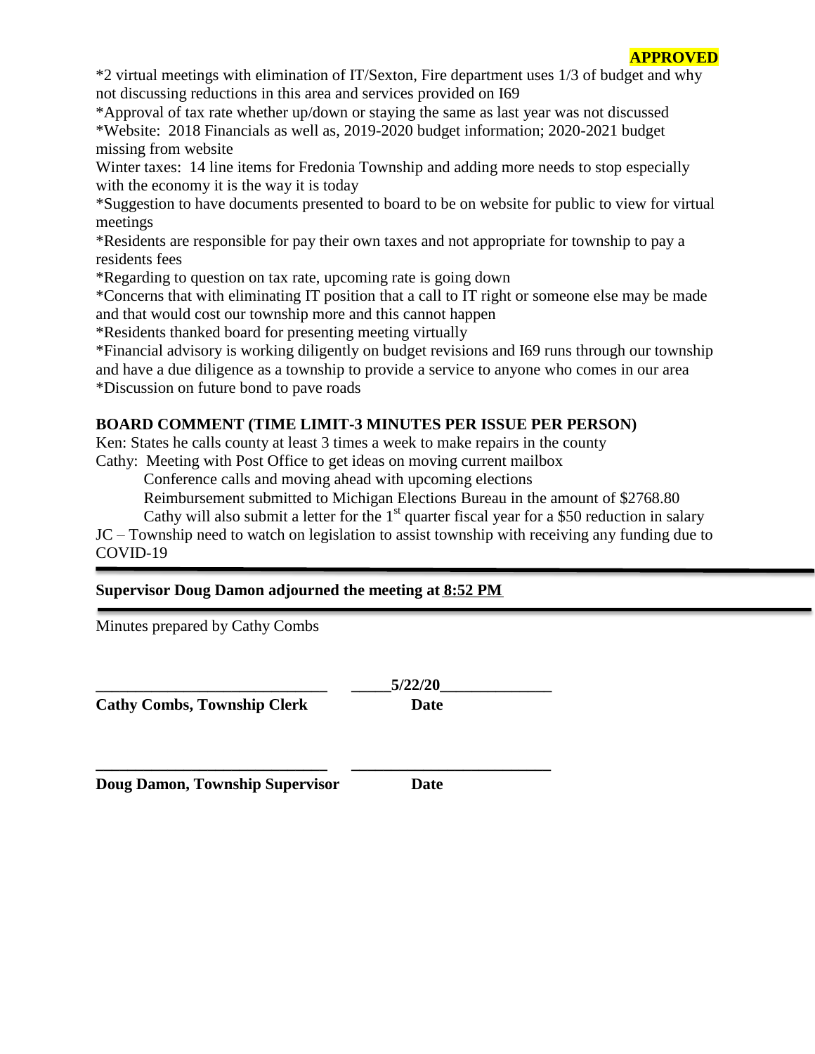**APPROVED**

*2 virtual meetings with elimination of IT/Sexton, Fire department uses 1/3 of budget and why not discussing reductions in this area and services provided on I69

*Approval of tax rate whether up/down or staying the same as last year was not discussed

*Website: 2018 Financials as well as, 2019-2020 budget information; 2020-2021 budget missing from website

Winter taxes: 14 line items for Fredonia Township and adding more needs to stop especially with the economy it is the way it is today

*Suggestion to have documents presented to board to be on website for public to view for virtual meetings

*Residents are responsible for pay their own taxes and not appropriate for township to pay a residents fees

*Regarding to question on tax rate, upcoming rate is going down

*Concerns that with eliminating IT position that a call to IT right or someone else may be made and that would cost our township more and this cannot happen

*Residents thanked board for presenting meeting virtually

*Financial advisory is working diligently on budget revisions and I69 runs through our township and have a due diligence as a township to provide a service to anyone who comes in our area

*Discussion on future bond to pave roads

**BOARD COMMENT (TIME LIMIT-3 MINUTES PER ISSUE PER PERSON)**

Ken: States he calls county at least 3 times a week to make repairs in the county

Cathy: Meeting with Post Office to get ideas on moving current mailbox

Conference calls and moving ahead with upcoming elections

Reimbursement submitted to Michigan Elections Bureau in the amount of $2768.80

Cathy will also submit a letter for the 1st quarter fiscal year for a $50 reduction in salary

JC – Township need to watch on legislation to assist township with receiving any funding due to COVID-19

---

**Supervisor Doug Damon adjourned the meeting at 8:52 PM**

---

Minutes prepared by Cathy Combs

_____________________________ _____5/22/20______________

**Cathy Combs, Township Clerk** **Date**

_____________________________ _________________________

**Doug Damon, Township Supervisor** **Date**